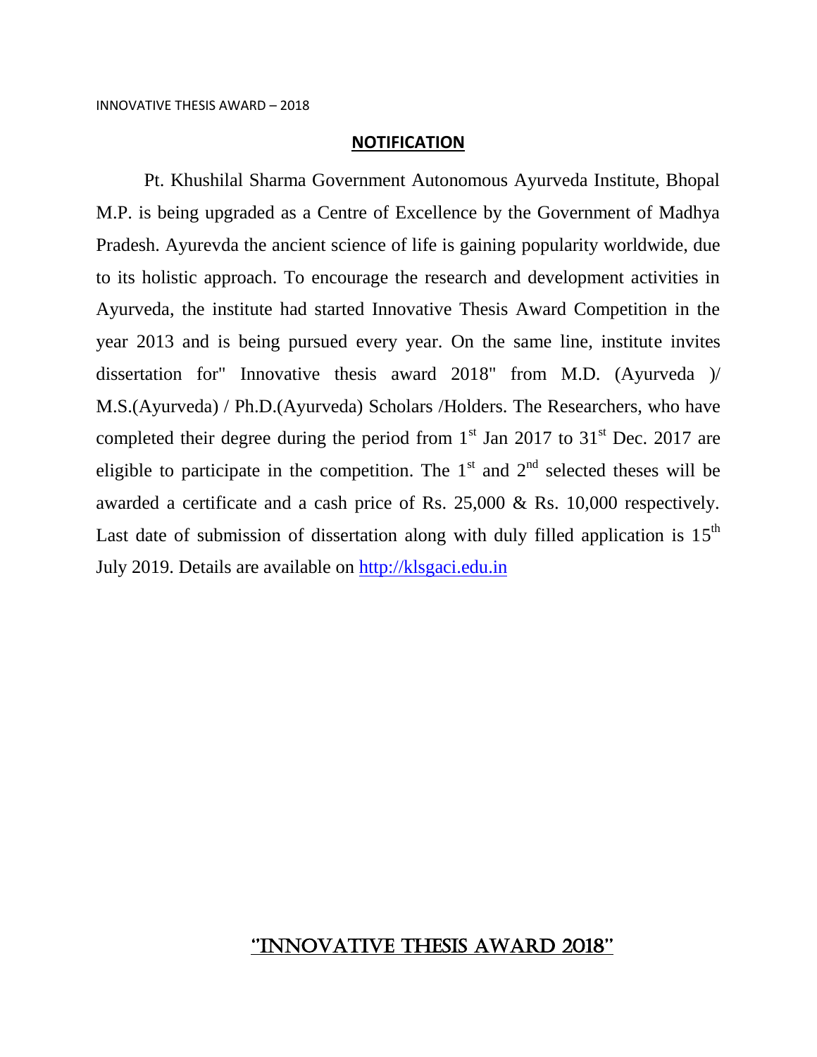INNOVATIVE THESIS AWARD – 2018

## NOTIFICATION

Pt. Khushilal Sharma Government Autonomous Ayurveda Institute, Bhopal M.P. is being upgraded as a Centre of Excellence by the Government of Madhya Pradesh. Ayurevda the ancient science of life is gaining popularity worldwide, due to its holistic approach. To encourage the research and development activities in Ayurveda, the institute had started Innovative Thesis Award Competition in the year 2013 and is being pursued every year. On the same line, institute invites dissertation for" Innovative thesis award 2018" from M.D. (Ayurveda )/ M.S.(Ayurveda) / Ph.D.(Ayurveda) Scholars /Holders. The Researchers, who have completed their degree during the period from 1st Jan 2017 to 31st Dec. 2017 are eligible to participate in the competition. The 1st and 2nd selected theses will be awarded a certificate and a cash price of Rs. 25,000 & Rs. 10,000 respectively. Last date of submission of dissertation along with duly filled application is 15th July 2019. Details are available on http://klsgaci.edu.in

## "INNOVATIVE THESIS AWARD 2018"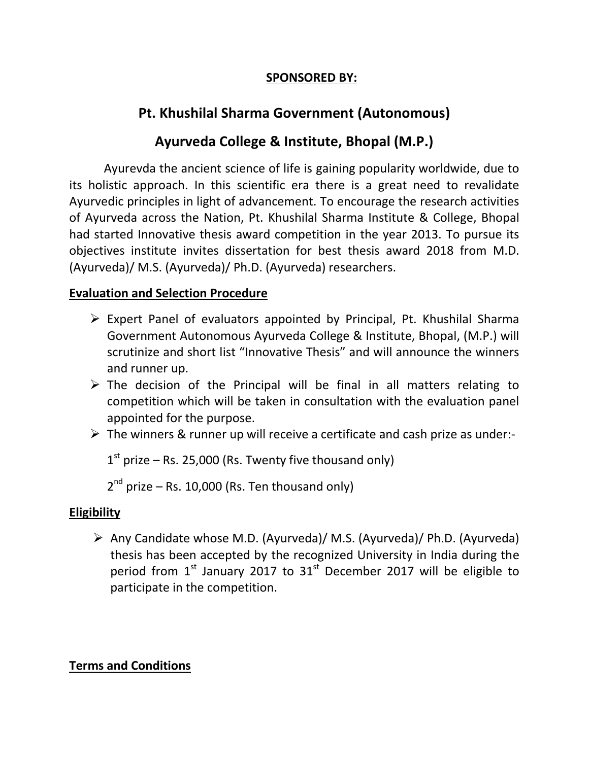**SPONSORED BY:**

# Pt. Khushilal Sharma Government (Autonomous)

# Ayurveda College & Institute, Bhopal (M.P.)

Ayurevda the ancient science of life is gaining popularity worldwide, due to its holistic approach. In this scientific era there is a great need to revalidate Ayurvedic principles in light of advancement. To encourage the research activities of Ayurveda across the Nation, Pt. Khushilal Sharma Institute & College, Bhopal had started Innovative thesis award competition in the year 2013. To pursue its objectives institute invites dissertation for best thesis award 2018 from M.D. (Ayurveda)/ M.S. (Ayurveda)/ Ph.D. (Ayurveda) researchers.

## Evaluation and Selection Procedure

- Expert Panel of evaluators appointed by Principal, Pt. Khushilal Sharma Government Autonomous Ayurveda College & Institute, Bhopal, (M.P.) will scrutinize and short list "Innovative Thesis" and will announce the winners and runner up.
- The decision of the Principal will be final in all matters relating to competition which will be taken in consultation with the evaluation panel appointed for the purpose.
- The winners & runner up will receive a certificate and cash prize as under:-

  1st prize – Rs. 25,000 (Rs. Twenty five thousand only)

  2nd prize – Rs. 10,000 (Rs. Ten thousand only)

## Eligibility

- Any Candidate whose M.D. (Ayurveda)/ M.S. (Ayurveda)/ Ph.D. (Ayurveda) thesis has been accepted by the recognized University in India during the period from 1st January 2017 to 31st December 2017 will be eligible to participate in the competition.

## Terms and Conditions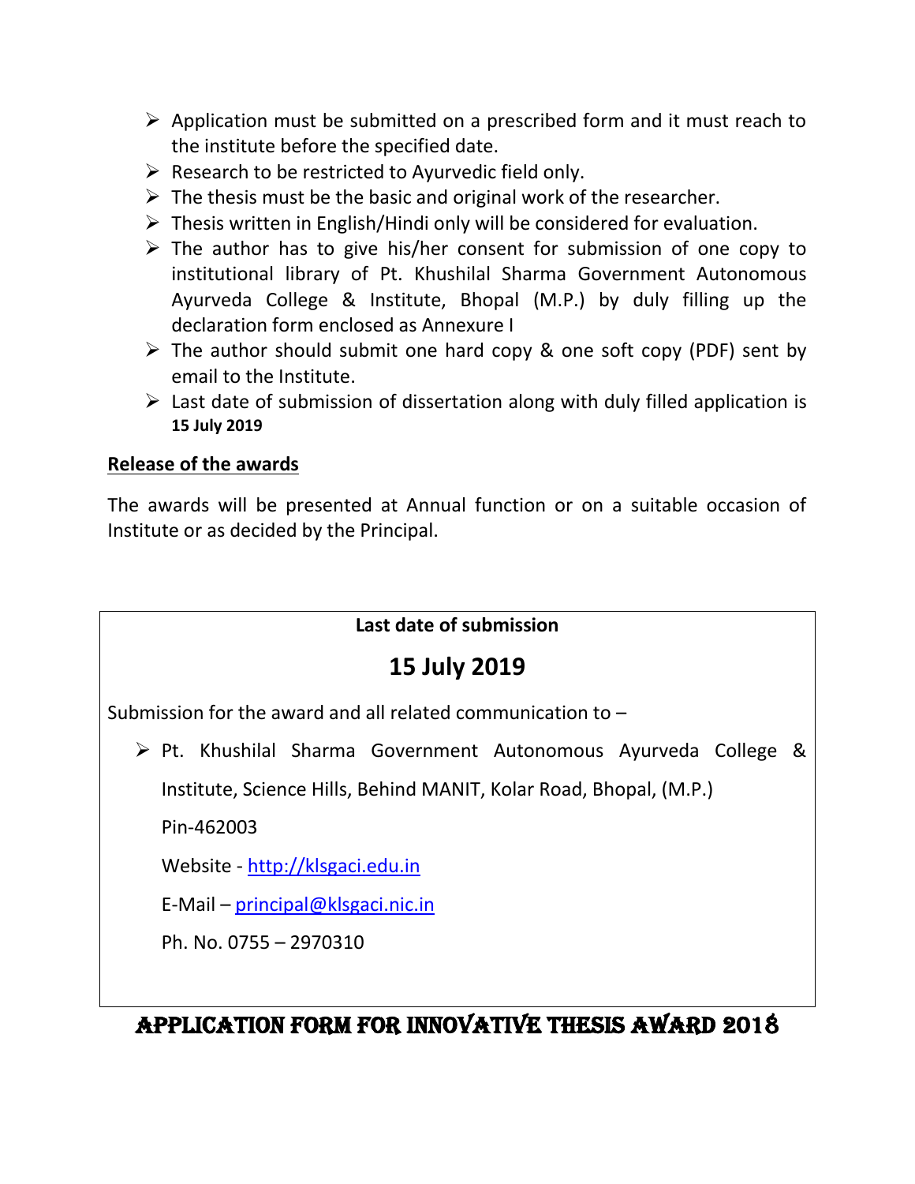- Application must be submitted on a prescribed form and it must reach to the institute before the specified date.
- Research to be restricted to Ayurvedic field only.
- The thesis must be the basic and original work of the researcher.
- Thesis written in English/Hindi only will be considered for evaluation.
- The author has to give his/her consent for submission of one copy to institutional library of Pt. Khushilal Sharma Government Autonomous Ayurveda College & Institute, Bhopal (M.P.) by duly filling up the declaration form enclosed as Annexure I
- The author should submit one hard copy & one soft copy (PDF) sent by email to the Institute.
- Last date of submission of dissertation along with duly filled application is **15 July 2019**

**Release of the awards**

The awards will be presented at Annual function or on a suitable occasion of Institute or as decided by the Principal.

**Last date of submission**

## 15 July 2019

Submission for the award and all related communication to –

- Pt. Khushilal Sharma Government Autonomous Ayurveda College & Institute, Science Hills, Behind MANIT, Kolar Road, Bhopal, (M.P.)

  Pin-462003

  Website - http://klsgaci.edu.in

  E-Mail – principal@klsgaci.nic.in

  Ph. No. 0755 – 2970310

# APPLICATION FORM FOR INNOVATIVE THESIS AWARD 2018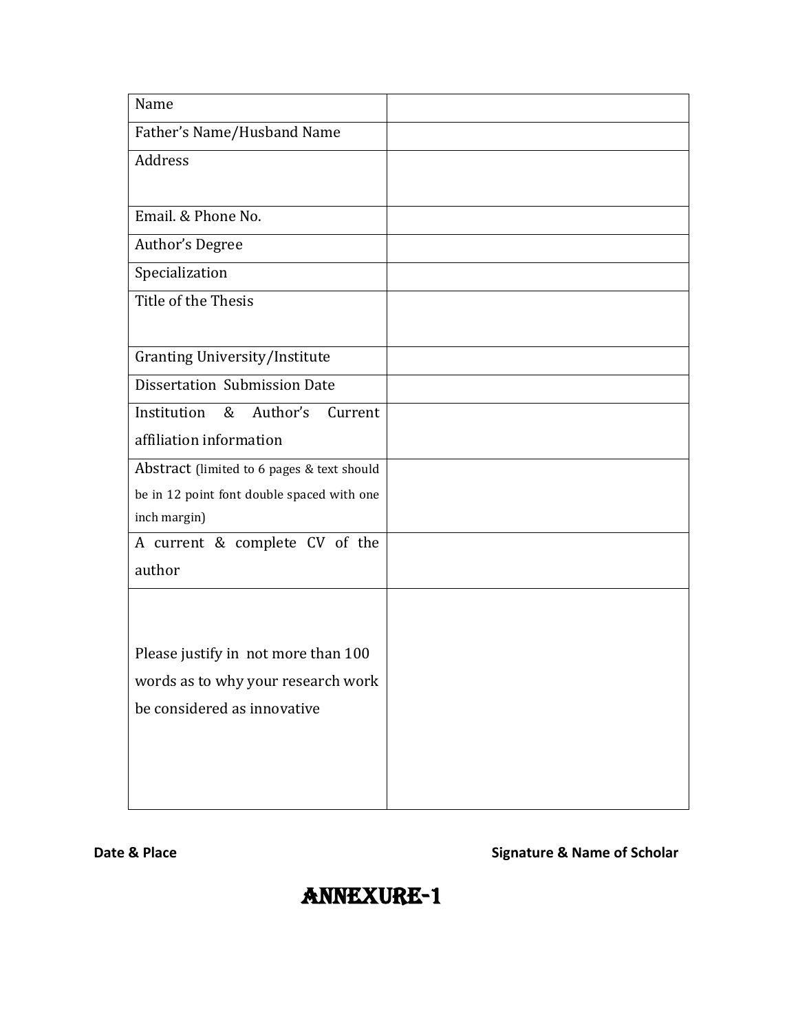| Name | |
|---|---|
| Father's Name/Husband Name | |
| Address | |
| Email. & Phone No. | |
| Author's Degree | |
| Specialization | |
| Title of the Thesis | |
| Granting University/Institute | |
| Dissertation Submission Date | |
| Institution & Author's Current affiliation information | |
| Abstract (limited to 6 pages & text should be in 12 point font double spaced with one inch margin) | |
| A current & complete CV of the author | |
| Please justify in not more than 100 words as to why your research work be considered as innovative | |

**Date & Place** **Signature & Name of Scholar**

# ANNEXURE-1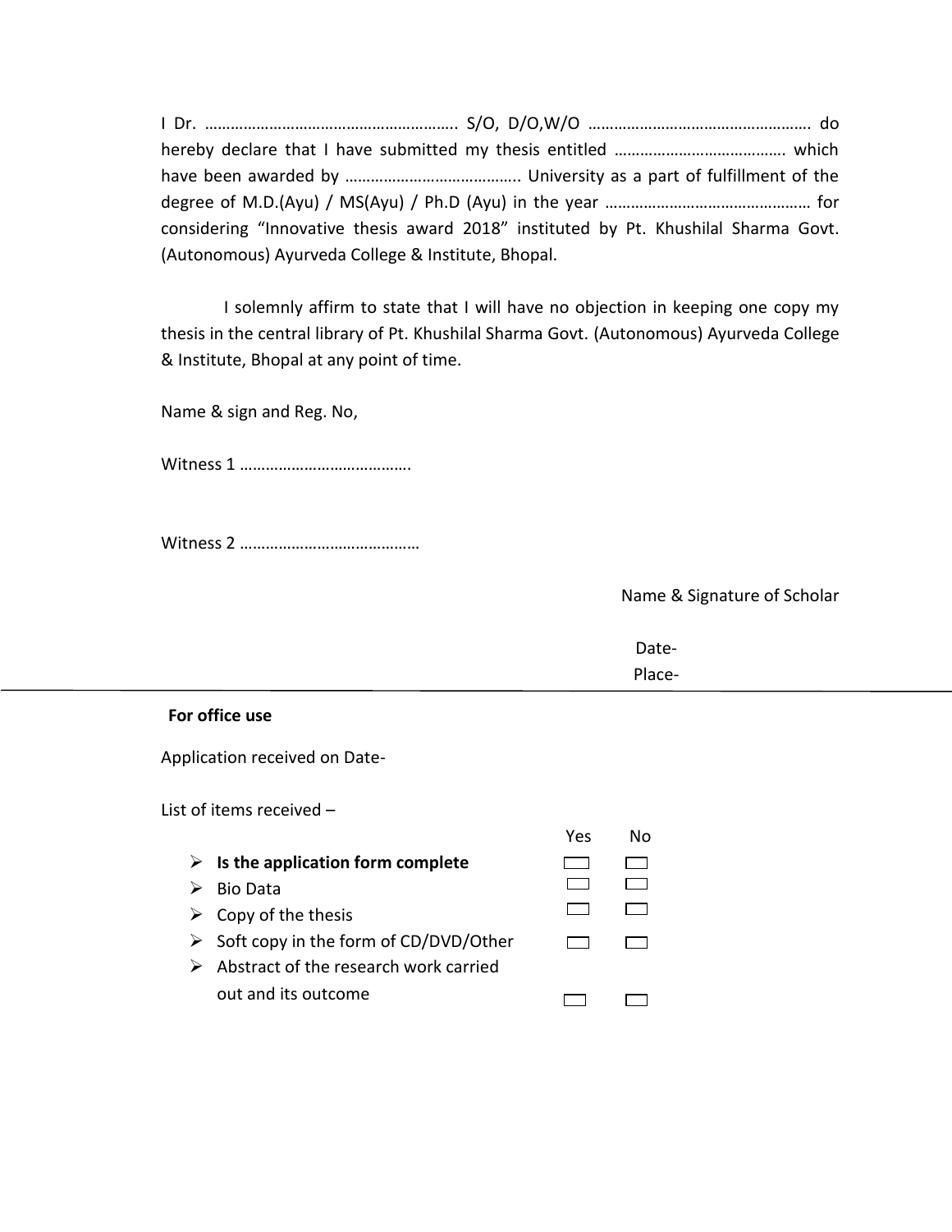I Dr. …………………………………………………. S/O, D/O,W/O ……………………………………………. do hereby declare that I have submitted my thesis entitled …………………………………. which have been awarded by ………………………………….. University as a part of fulfillment of the degree of M.D.(Ayu) / MS(Ayu) / Ph.D (Ayu) in the year ………………………………………… for considering "Innovative thesis award 2018" instituted by Pt. Khushilal Sharma Govt. (Autonomous) Ayurveda College & Institute, Bhopal.

I solemnly affirm to state that I will have no objection in keeping one copy my thesis in the central library of Pt. Khushilal Sharma Govt. (Autonomous) Ayurveda College & Institute, Bhopal at any point of time.

Name & sign and Reg. No,

Witness 1 ………………………………….

Witness 2 ……………………………………

Name & Signature of Scholar

Date-

Place-

---

**For office use**

Application received on Date-

List of items received –

| | Yes | No |
|---|---|---|
| ➢ **Is the application form complete** | ☐ | ☐ |
| ➢ Bio Data | ☐ | ☐ |
| ➢ Copy of the thesis | ☐ | ☐ |
| ➢ Soft copy in the form of CD/DVD/Other | ☐ | ☐ |
| ➢ Abstract of the research work carried out and its outcome | ☐ | ☐ |